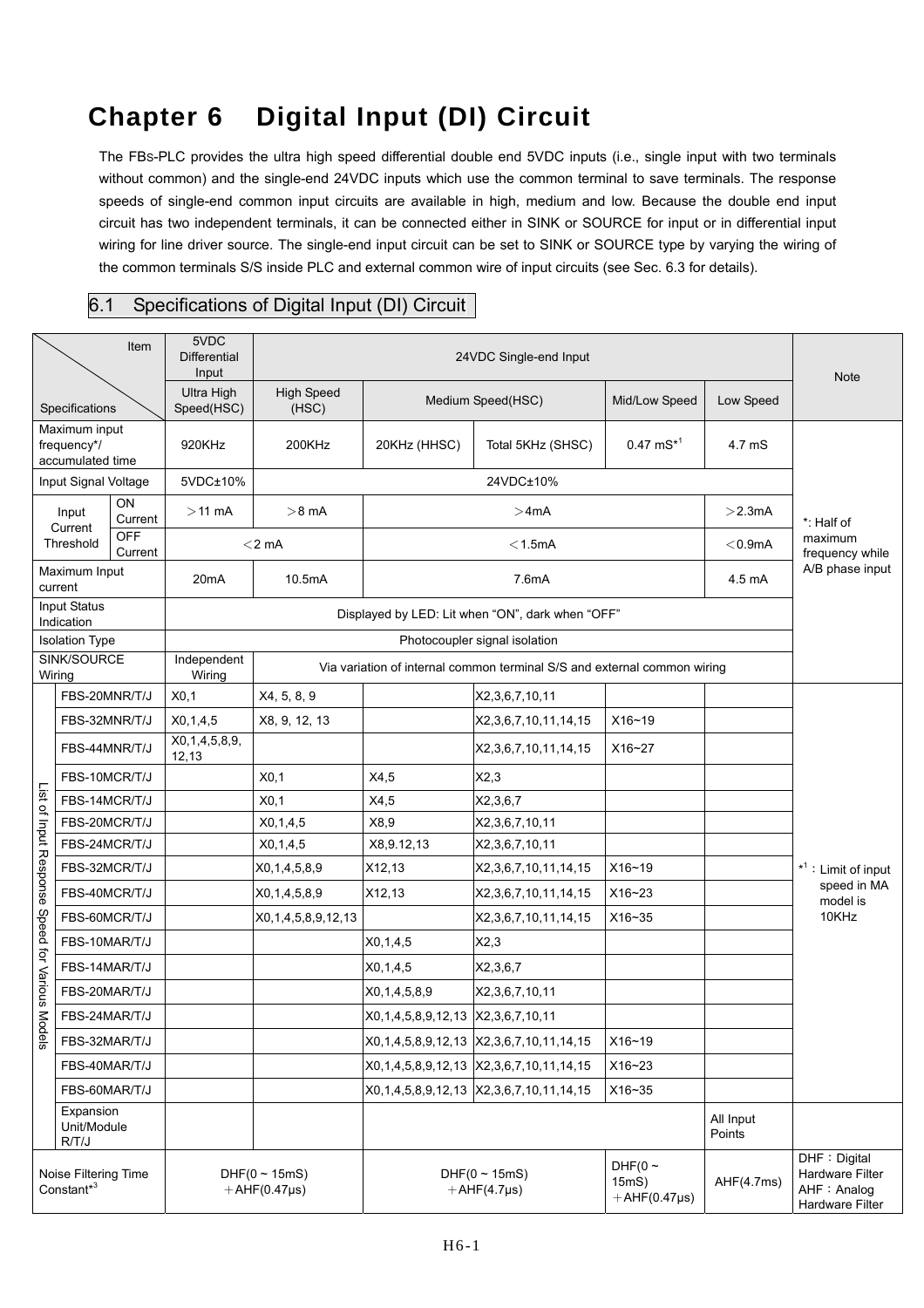# Chapter 6 Digital Input (DI) Circuit

The FBS-PLC provides the ultra high speed differential double end 5VDC inputs (i.e., single input with two terminals without common) and the single-end 24VDC inputs which use the common terminal to save terminals. The response speeds of single-end common input circuits are available in high, medium and low. Because the double end input circuit has two independent terminals, it can be connected either in SINK or SOURCE for input or in differential input wiring for line driver source. The single-end input circuit can be set to SINK or SOURCE type by varying the wiring of the common terminals S/S inside PLC and external common wire of input circuits (see Sec. 6.3 for details).

## 6.1 Specifications of Digital Input (DI) Circuit

| Specifications \ Item | | 5VDC Differential Input | 24VDC Single-end Input | | | | | Note |
|---|---|---|---|---|---|---|---|---|
| | | Ultra High Speed(HSC) | High Speed (HSC) | Medium Speed(HSC) | | Mid/Low Speed | Low Speed | |
| Maximum input frequency*/ accumulated time | | 920KHz | 200KHz | 20KHz (HHSC) | Total 5KHz (SHSC) | 0.47 mS*[1] | 4.7 mS | *: Half of maximum frequency while A/B phase input |
| Input Signal Voltage | | 5VDC±10% | 24VDC±10% | | | | | |
| Input Current Threshold | ON Current | ＞11 mA | ＞8 mA | ＞4mA | | | ＞2.3mA | |
| | OFF Current | ＜2 mA | | ＜1.5mA | | | ＜0.9mA | |
| Maximum Input current | | 20mA | 10.5mA | 7.6mA | | | 4.5 mA | |
| Input Status Indication | | Displayed by LED: Lit when “ON”, dark when “OFF” | | | | | | |
| Isolation Type | | Photocoupler signal isolation | | | | | | |
| SINK/SOURCE Wiring | | Independent Wiring | Via variation of internal common terminal S/S and external common wiring | | | | | |
| List of Input Response Speed for Various Models | FBS-20MNR/T/J | X0,1 | X4, 5, 8, 9 | | X2,3,6,7,10,11 | | | *[1]：Limit of input speed in MA model is 10KHz |
| | FBS-32MNR/T/J | X0,1,4,5 | X8, 9, 12, 13 | | X2,3,6,7,10,11,14,15 | X16~19 | | |
| | FBS-44MNR/T/J | X0,1,4,5,8,9, 12,13 | | | X2,3,6,7,10,11,14,15 | X16~27 | | |
| | FBS-10MCR/T/J | | X0,1 | X4,5 | X2,3 | | | |
| | FBS-14MCR/T/J | | X0,1 | X4,5 | X2,3,6,7 | | | |
| | FBS-20MCR/T/J | | X0,1,4,5 | X8,9 | X2,3,6,7,10,11 | | | |
| | FBS-24MCR/T/J | | X0,1,4,5 | X8,9.12,13 | X2,3,6,7,10,11 | | | |
| | FBS-32MCR/T/J | | X0,1,4,5,8,9 | X12,13 | X2,3,6,7,10,11,14,15 | X16~19 | | |
| | FBS-40MCR/T/J | | X0,1,4,5,8,9 | X12,13 | X2,3,6,7,10,11,14,15 | X16~23 | | |
| | FBS-60MCR/T/J | | X0,1,4,5,8,9,12,13 | | X2,3,6,7,10,11,14,15 | X16~35 | | |
| | FBS-10MAR/T/J | | | X0,1,4,5 | X2,3 | | | |
| | FBS-14MAR/T/J | | | X0,1,4,5 | X2,3,6,7 | | | |
| | FBS-20MAR/T/J | | | X0,1,4,5,8,9 | X2,3,6,7,10,11 | | | |
| | FBS-24MAR/T/J | | | X0,1,4,5,8,9,12,13 | X2,3,6,7,10,11 | | | |
| | FBS-32MAR/T/J | | | X0,1,4,5,8,9,12,13 | X2,3,6,7,10,11,14,15 | X16~19 | | |
| | FBS-40MAR/T/J | | | X0,1,4,5,8,9,12,13 | X2,3,6,7,10,11,14,15 | X16~23 | | |
| | FBS-60MAR/T/J | | | X0,1,4,5,8,9,12,13 | X2,3,6,7,10,11,14,15 | X16~35 | | |
| | Expansion Unit/Module R/T/J | | | | | | All Input Points | |
| Noise Filtering Time Constant*[3] | | DHF(0 ~ 15mS) ＋AHF(0.47μs) | | DHF(0 ~ 15mS) ＋AHF(4.7μs) | | DHF(0 ~ 15mS) ＋AHF(0.47μs) | AHF(4.7ms) | DHF：Digital Hardware Filter AHF：Analog Hardware Filter |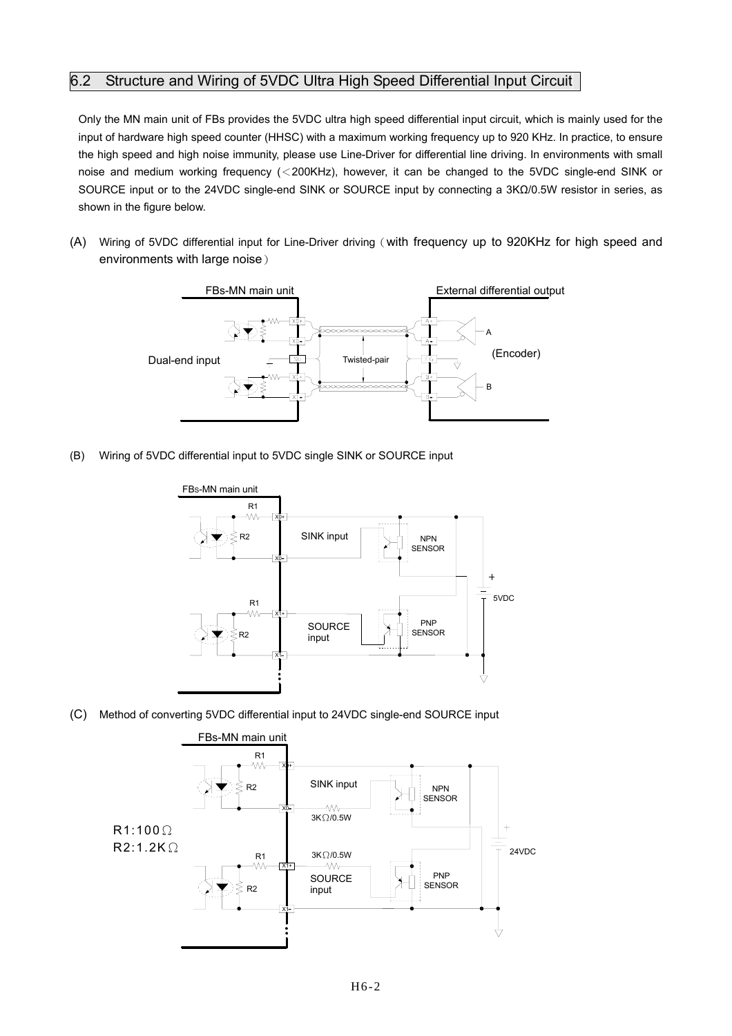## 6.2 Structure and Wiring of 5VDC Ultra High Speed Differential Input Circuit

Only the MN main unit of FBs provides the 5VDC ultra high speed differential input circuit, which is mainly used for the input of hardware high speed counter (HHSC) with a maximum working frequency up to 920 KHz. In practice, to ensure the high speed and high noise immunity, please use Line-Driver for differential line driving. In environments with small noise and medium working frequency (＜200KHz), however, it can be changed to the 5VDC single-end SINK or SOURCE input or to the 24VDC single-end SINK or SOURCE input by connecting a 3KΩ/0.5W resistor in series, as shown in the figure below.

(A) Wiring of 5VDC differential input for Line-Driver driving（with frequency up to 920KHz for high speed and environments with large noise）

FBs-MN main unit — External differential output

Dual-end input — Twisted-pair — (Encoder)

(B) Wiring of 5VDC differential input to 5VDC single SINK or SOURCE input

FBs-MN main unit

SINK input — NPN SENSOR

SOURCE input — PNP SENSOR

5VDC

(C) Method of converting 5VDC differential input to 24VDC single-end SOURCE input

FBs-MN main unit

R1:100Ω
R2:1.2KΩ

SINK input — 3KΩ/0.5W — NPN SENSOR

SOURCE input — 3KΩ/0.5W — PNP SENSOR

24VDC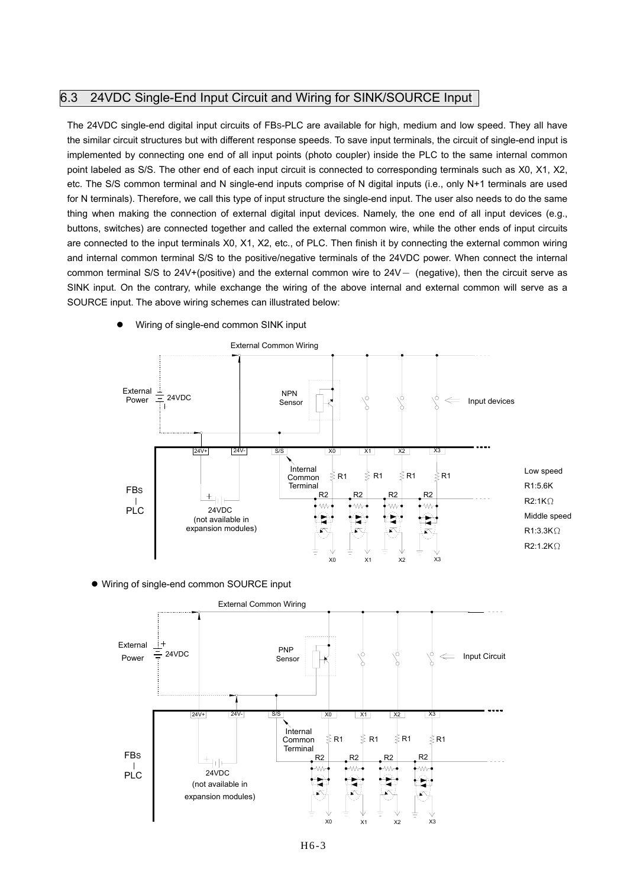## 6.3 24VDC Single-End Input Circuit and Wiring for SINK/SOURCE Input

The 24VDC single-end digital input circuits of FBs-PLC are available for high, medium and low speed. They all have the similar circuit structures but with different response speeds. To save input terminals, the circuit of single-end input is implemented by connecting one end of all input points (photo coupler) inside the PLC to the same internal common point labeled as S/S. The other end of each input circuit is connected to corresponding terminals such as X0, X1, X2, etc. The S/S common terminal and N single-end inputs comprise of N digital inputs (i.e., only N+1 terminals are used for N terminals). Therefore, we call this type of input structure the single-end input. The user also needs to do the same thing when making the connection of external digital input devices. Namely, the one end of all input devices (e.g., buttons, switches) are connected together and called the external common wire, while the other ends of input circuits are connected to the input terminals X0, X1, X2, etc., of PLC. Then finish it by connecting the external common wiring and internal common terminal S/S to the positive/negative terminals of the 24VDC power. When connect the internal common terminal S/S to 24V+(positive) and the external common wire to 24V－ (negative), then the circuit serve as SINK input. On the contrary, while exchange the wiring of the above internal and external common will serve as a SOURCE input. The above wiring schemes can illustrated below:

- Wiring of single-end common SINK input

External Common Wiring
External Power
24VDC
NPN Sensor
Input devices
24V+ 24V- S/S X0 X1 X2 X3
Internal Common Terminal
R1 R1 R1 R1
R2 R2 R2 R2
FBs-PLC
24VDC (not available in expansion modules)
X0 X1 X2 X3
Low speed
R1:5.6K
R2:1KΩ
Middle speed
R1:3.3KΩ
R2:1.2KΩ

- Wiring of single-end common SOURCE input

External Common Wiring
External Power
24VDC
PNP Sensor
Input Circuit
24V+ 24V- S/S X0 X1 X2 X3
Internal Common Terminal
R1 R1 R1 R1
R2 R2 R2 R2
FBs-PLC
24VDC (not available in expansion modules)
X0 X1 X2 X3